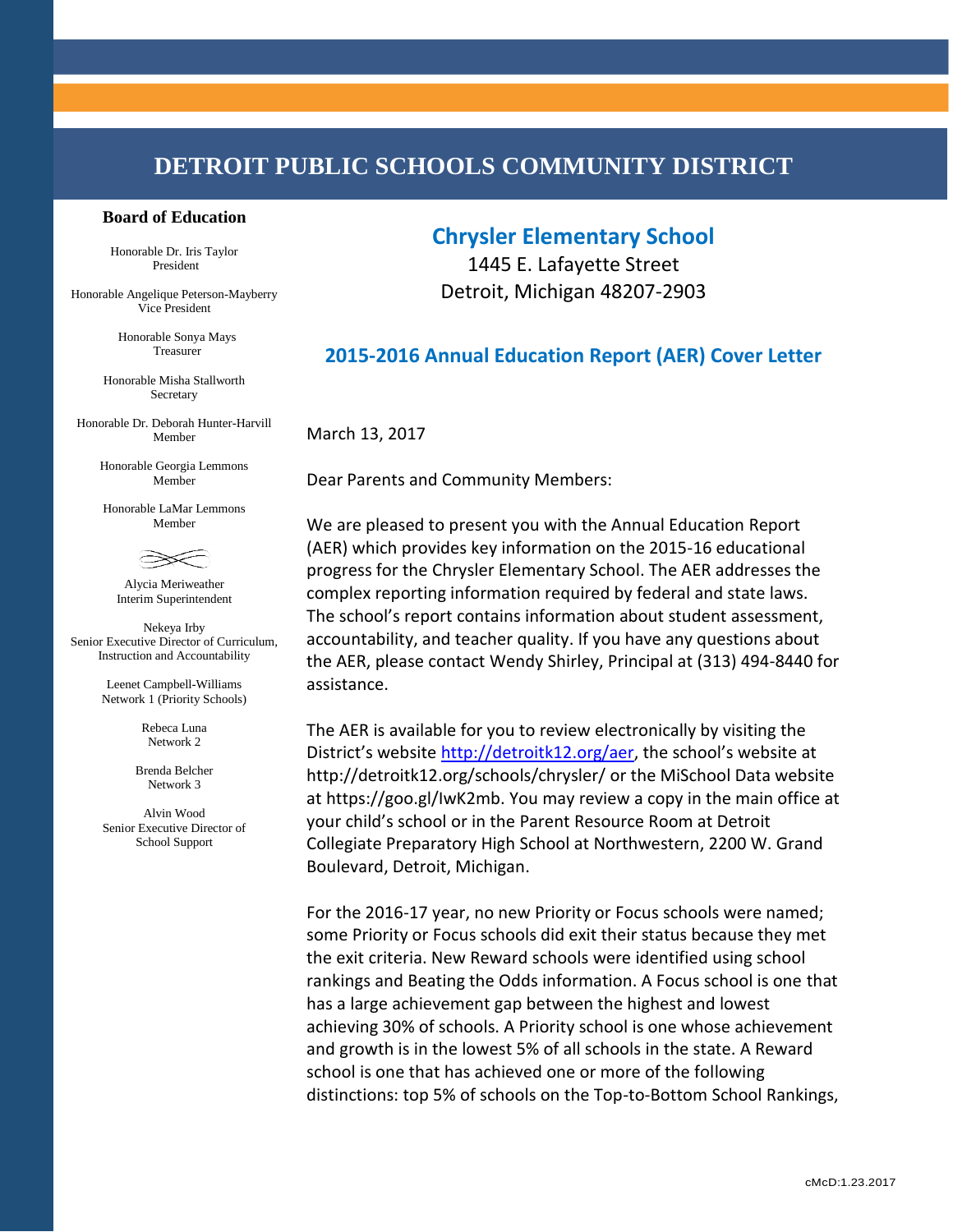# DETROIT PUBLIC SCHOOLS COMMUNITY DISTRICT

**Board of Education**

Honorable Dr. Iris Taylor
President

Honorable Angelique Peterson-Mayberry
Vice President

Honorable Sonya Mays
Treasurer

Honorable Misha Stallworth
Secretary

Honorable Dr. Deborah Hunter-Harvill
Member

Honorable Georgia Lemmons
Member

Honorable LaMar Lemmons
Member

Alycia Meriweather
Interim Superintendent

Nekeya Irby
Senior Executive Director of Curriculum, Instruction and Accountability

Leenet Campbell-Williams
Network 1 (Priority Schools)

Rebeca Luna
Network 2

Brenda Belcher
Network 3

Alvin Wood
Senior Executive Director of School Support

## Chrysler Elementary School

1445 E. Lafayette Street
Detroit, Michigan 48207-2903

## 2015-2016 Annual Education Report (AER) Cover Letter

March 13, 2017

Dear Parents and Community Members:

We are pleased to present you with the Annual Education Report (AER) which provides key information on the 2015-16 educational progress for the Chrysler Elementary School. The AER addresses the complex reporting information required by federal and state laws. The school's report contains information about student assessment, accountability, and teacher quality. If you have any questions about the AER, please contact Wendy Shirley, Principal at (313) 494-8440 for assistance.

The AER is available for you to review electronically by visiting the District's website http://detroitk12.org/aer, the school's website at http://detroitk12.org/schools/chrysler/ or the MiSchool Data website at https://goo.gl/IwK2mb. You may review a copy in the main office at your child's school or in the Parent Resource Room at Detroit Collegiate Preparatory High School at Northwestern, 2200 W. Grand Boulevard, Detroit, Michigan.

For the 2016-17 year, no new Priority or Focus schools were named; some Priority or Focus schools did exit their status because they met the exit criteria. New Reward schools were identified using school rankings and Beating the Odds information. A Focus school is one that has a large achievement gap between the highest and lowest achieving 30% of schools. A Priority school is one whose achievement and growth is in the lowest 5% of all schools in the state. A Reward school is one that has achieved one or more of the following distinctions: top 5% of schools on the Top-to-Bottom School Rankings,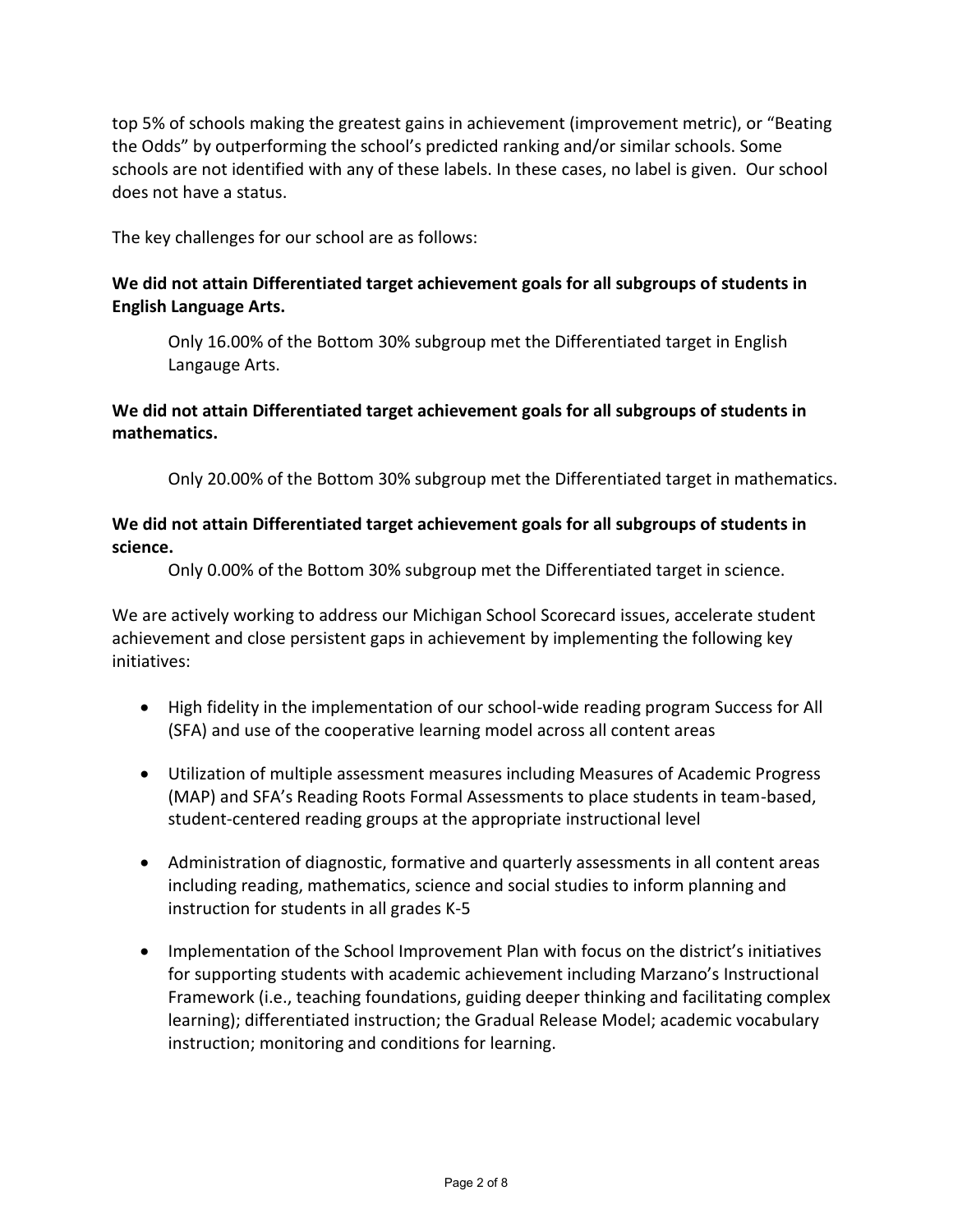top 5% of schools making the greatest gains in achievement (improvement metric), or "Beating the Odds" by outperforming the school's predicted ranking and/or similar schools. Some schools are not identified with any of these labels. In these cases, no label is given. Our school does not have a status.

The key challenges for our school are as follows:

**We did not attain Differentiated target achievement goals for all subgroups of students in English Language Arts.**

Only 16.00% of the Bottom 30% subgroup met the Differentiated target in English Langauge Arts.

**We did not attain Differentiated target achievement goals for all subgroups of students in mathematics.**

Only 20.00% of the Bottom 30% subgroup met the Differentiated target in mathematics.

**We did not attain Differentiated target achievement goals for all subgroups of students in science.**

Only 0.00% of the Bottom 30% subgroup met the Differentiated target in science.

We are actively working to address our Michigan School Scorecard issues, accelerate student achievement and close persistent gaps in achievement by implementing the following key initiatives:

- High fidelity in the implementation of our school-wide reading program Success for All (SFA) and use of the cooperative learning model across all content areas
- Utilization of multiple assessment measures including Measures of Academic Progress (MAP) and SFA's Reading Roots Formal Assessments to place students in team-based, student-centered reading groups at the appropriate instructional level
- Administration of diagnostic, formative and quarterly assessments in all content areas including reading, mathematics, science and social studies to inform planning and instruction for students in all grades K-5
- Implementation of the School Improvement Plan with focus on the district's initiatives for supporting students with academic achievement including Marzano's Instructional Framework (i.e., teaching foundations, guiding deeper thinking and facilitating complex learning); differentiated instruction; the Gradual Release Model; academic vocabulary instruction; monitoring and conditions for learning.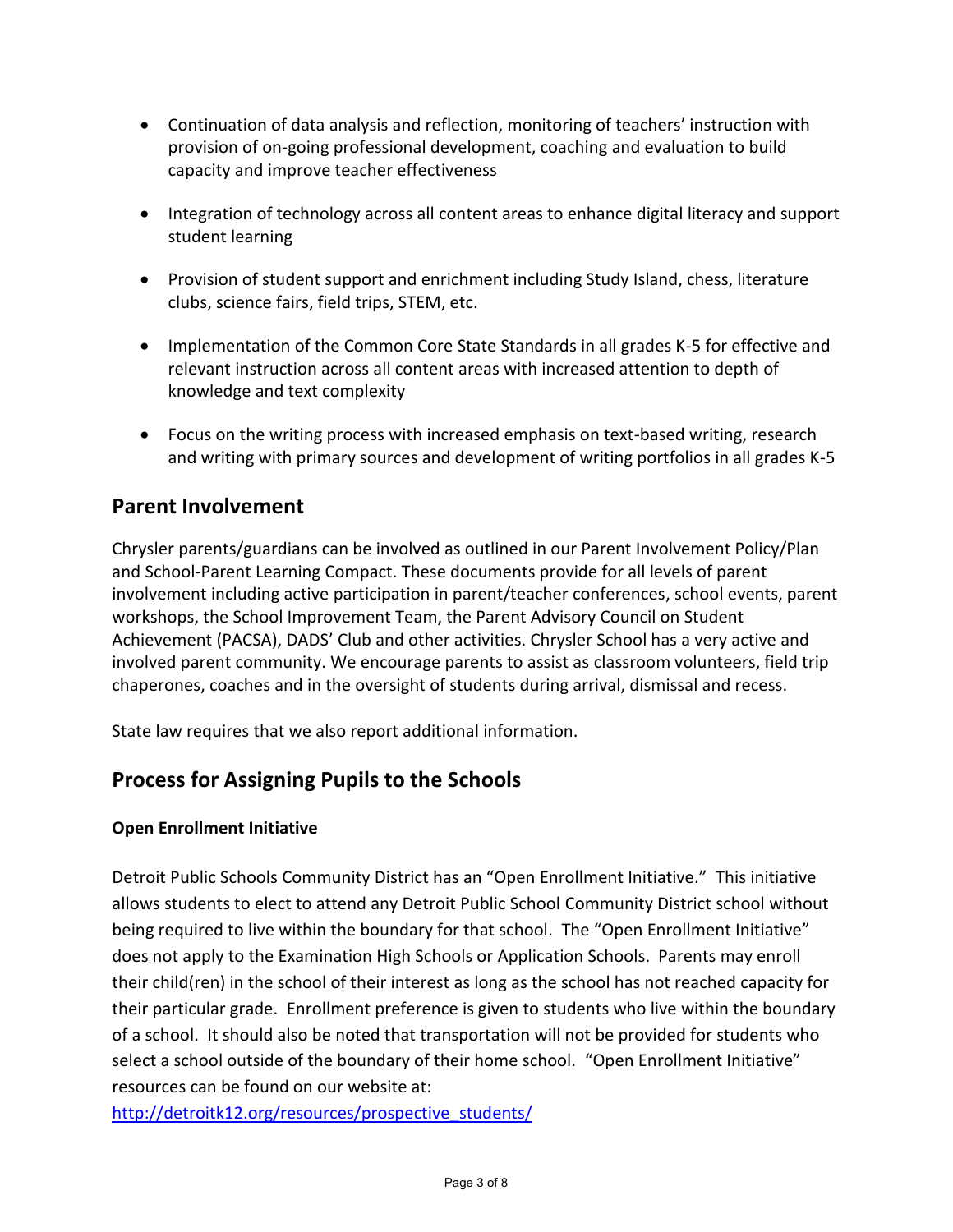- Continuation of data analysis and reflection, monitoring of teachers' instruction with provision of on-going professional development, coaching and evaluation to build capacity and improve teacher effectiveness

- Integration of technology across all content areas to enhance digital literacy and support student learning

- Provision of student support and enrichment including Study Island, chess, literature clubs, science fairs, field trips, STEM, etc.

- Implementation of the Common Core State Standards in all grades K-5 for effective and relevant instruction across all content areas with increased attention to depth of knowledge and text complexity

- Focus on the writing process with increased emphasis on text-based writing, research and writing with primary sources and development of writing portfolios in all grades K-5

## Parent Involvement

Chrysler parents/guardians can be involved as outlined in our Parent Involvement Policy/Plan and School-Parent Learning Compact. These documents provide for all levels of parent involvement including active participation in parent/teacher conferences, school events, parent workshops, the School Improvement Team, the Parent Advisory Council on Student Achievement (PACSA), DADS' Club and other activities. Chrysler School has a very active and involved parent community. We encourage parents to assist as classroom volunteers, field trip chaperones, coaches and in the oversight of students during arrival, dismissal and recess.

State law requires that we also report additional information.

## Process for Assigning Pupils to the Schools

**Open Enrollment Initiative**

Detroit Public Schools Community District has an "Open Enrollment Initiative." This initiative allows students to elect to attend any Detroit Public School Community District school without being required to live within the boundary for that school. The "Open Enrollment Initiative" does not apply to the Examination High Schools or Application Schools. Parents may enroll their child(ren) in the school of their interest as long as the school has not reached capacity for their particular grade. Enrollment preference is given to students who live within the boundary of a school. It should also be noted that transportation will not be provided for students who select a school outside of the boundary of their home school. "Open Enrollment Initiative" resources can be found on our website at: [http://detroitk12.org/resources/prospective_students/](http://detroitk12.org/resources/prospective_students/)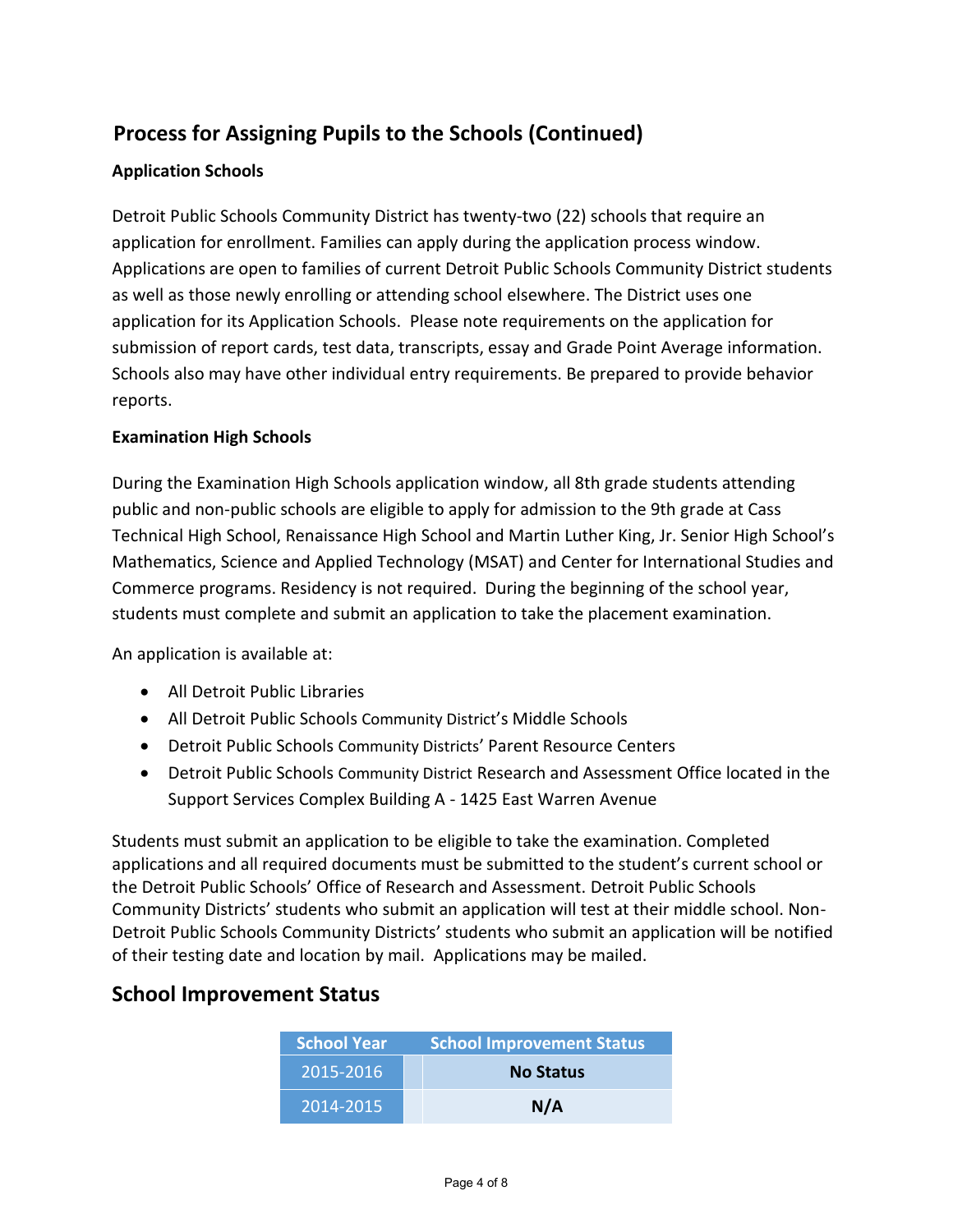## Process for Assigning Pupils to the Schools (Continued)

### Application Schools

Detroit Public Schools Community District has twenty-two (22) schools that require an application for enrollment. Families can apply during the application process window. Applications are open to families of current Detroit Public Schools Community District students as well as those newly enrolling or attending school elsewhere. The District uses one application for its Application Schools. Please note requirements on the application for submission of report cards, test data, transcripts, essay and Grade Point Average information. Schools also may have other individual entry requirements. Be prepared to provide behavior reports.

### Examination High Schools

During the Examination High Schools application window, all 8th grade students attending public and non-public schools are eligible to apply for admission to the 9th grade at Cass Technical High School, Renaissance High School and Martin Luther King, Jr. Senior High School's Mathematics, Science and Applied Technology (MSAT) and Center for International Studies and Commerce programs. Residency is not required. During the beginning of the school year, students must complete and submit an application to take the placement examination.

An application is available at:

- All Detroit Public Libraries
- All Detroit Public Schools Community District's Middle Schools
- Detroit Public Schools Community Districts' Parent Resource Centers
- Detroit Public Schools Community District Research and Assessment Office located in the Support Services Complex Building A - 1425 East Warren Avenue

Students must submit an application to be eligible to take the examination. Completed applications and all required documents must be submitted to the student's current school or the Detroit Public Schools' Office of Research and Assessment. Detroit Public Schools Community Districts' students who submit an application will test at their middle school. Non-Detroit Public Schools Community Districts' students who submit an application will be notified of their testing date and location by mail. Applications may be mailed.

## School Improvement Status

| School Year | School Improvement Status |
|---|---|
| 2015-2016 | **No Status** |
| 2014-2015 | **N/A** |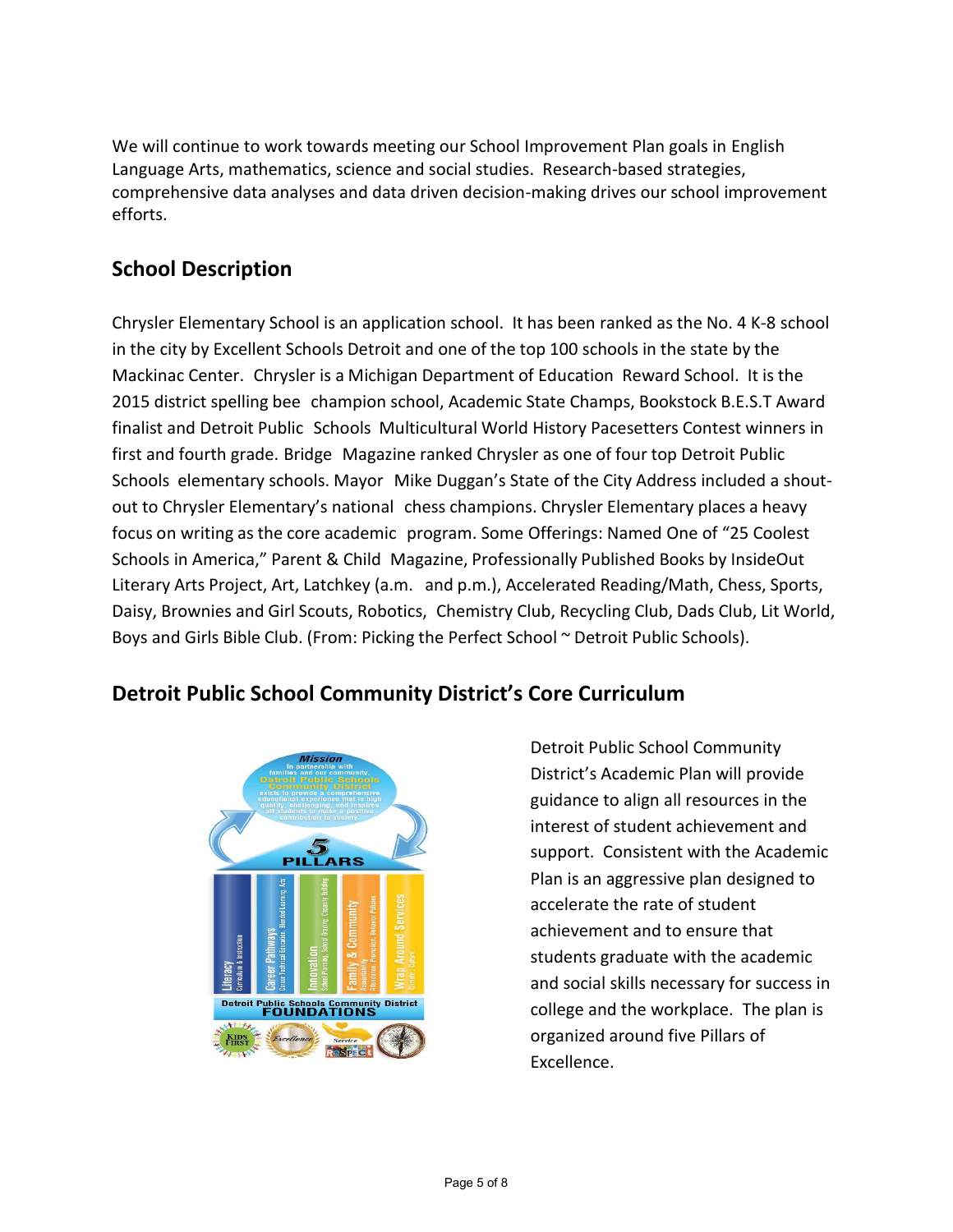We will continue to work towards meeting our School Improvement Plan goals in English Language Arts, mathematics, science and social studies. Research-based strategies, comprehensive data analyses and data driven decision-making drives our school improvement efforts.

## School Description

Chrysler Elementary School is an application school. It has been ranked as the No. 4 K-8 school in the city by Excellent Schools Detroit and one of the top 100 schools in the state by the Mackinac Center. Chrysler is a Michigan Department of Education Reward School. It is the 2015 district spelling bee champion school, Academic State Champs, Bookstock B.E.S.T Award finalist and Detroit Public Schools Multicultural World History Pacesetters Contest winners in first and fourth grade. Bridge Magazine ranked Chrysler as one of four top Detroit Public Schools elementary schools. Mayor Mike Duggan's State of the City Address included a shout-out to Chrysler Elementary's national chess champions. Chrysler Elementary places a heavy focus on writing as the core academic program. Some Offerings: Named One of "25 Coolest Schools in America," Parent & Child Magazine, Professionally Published Books by InsideOut Literary Arts Project, Art, Latchkey (a.m. and p.m.), Accelerated Reading/Math, Chess, Sports, Daisy, Brownies and Girl Scouts, Robotics, Chemistry Club, Recycling Club, Dads Club, Lit World, Boys and Girls Bible Club. (From: Picking the Perfect School ~ Detroit Public Schools).

## Detroit Public School Community District's Core Curriculum

Detroit Public School Community District's Academic Plan will provide guidance to align all resources in the interest of student achievement and support. Consistent with the Academic Plan is an aggressive plan designed to accelerate the rate of student achievement and to ensure that students graduate with the academic and social skills necessary for success in college and the workplace. The plan is organized around five Pillars of Excellence.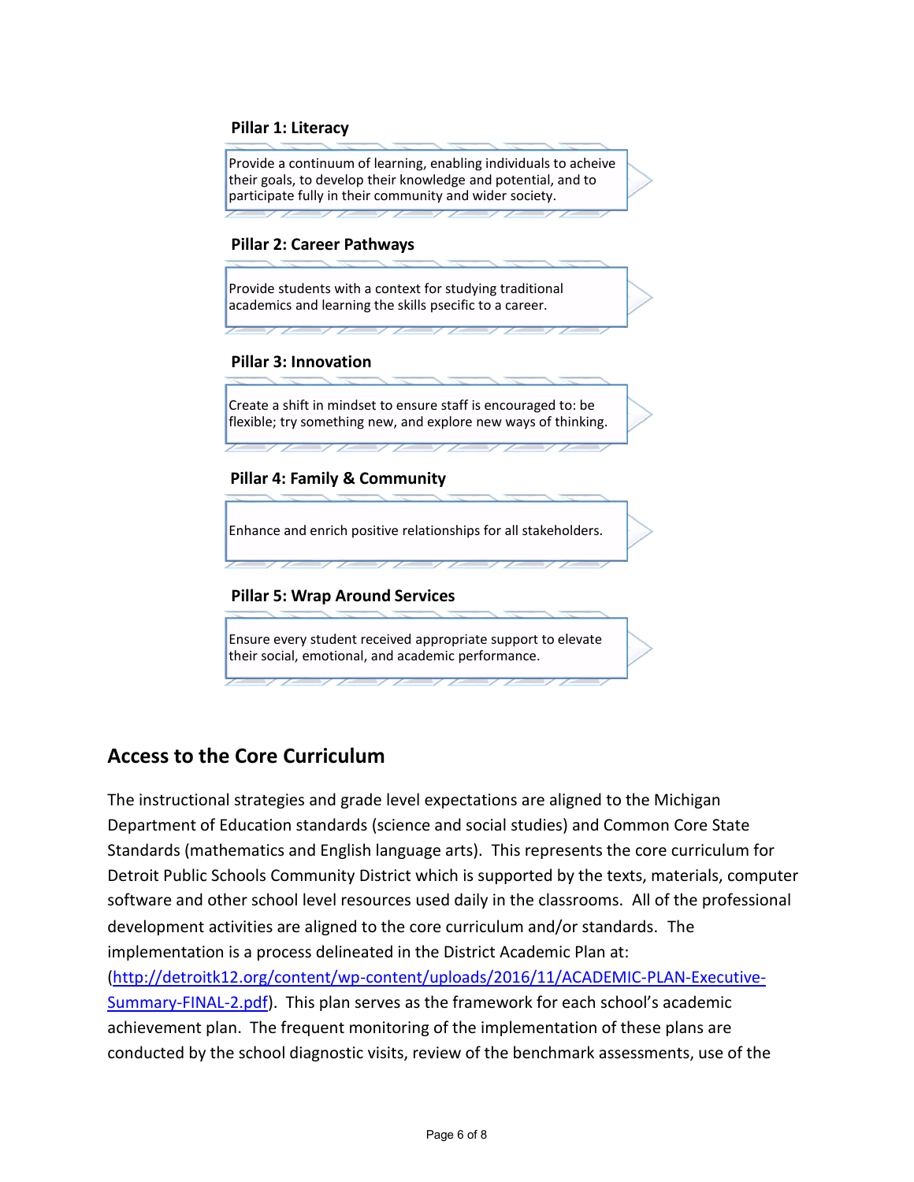**Pillar 1: Literacy**

Provide a continuum of learning, enabling individuals to acheive their goals, to develop their knowledge and potential, and to participate fully in their community and wider society.

**Pillar 2: Career Pathways**

Provide students with a context for studying traditional academics and learning the skills psecific to a career.

**Pillar 3: Innovation**

Create a shift in mindset to ensure staff is encouraged to: be flexible; try something new, and explore new ways of thinking.

**Pillar 4: Family & Community**

Enhance and enrich positive relationships for all stakeholders.

**Pillar 5: Wrap Around Services**

Ensure every student received appropriate support to elevate their social, emotional, and academic performance.

## Access to the Core Curriculum

The instructional strategies and grade level expectations are aligned to the Michigan Department of Education standards (science and social studies) and Common Core State Standards (mathematics and English language arts). This represents the core curriculum for Detroit Public Schools Community District which is supported by the texts, materials, computer software and other school level resources used daily in the classrooms. All of the professional development activities are aligned to the core curriculum and/or standards. The implementation is a process delineated in the District Academic Plan at: (http://detroitk12.org/content/wp-content/uploads/2016/11/ACADEMIC-PLAN-Executive-Summary-FINAL-2.pdf). This plan serves as the framework for each school's academic achievement plan. The frequent monitoring of the implementation of these plans are conducted by the school diagnostic visits, review of the benchmark assessments, use of the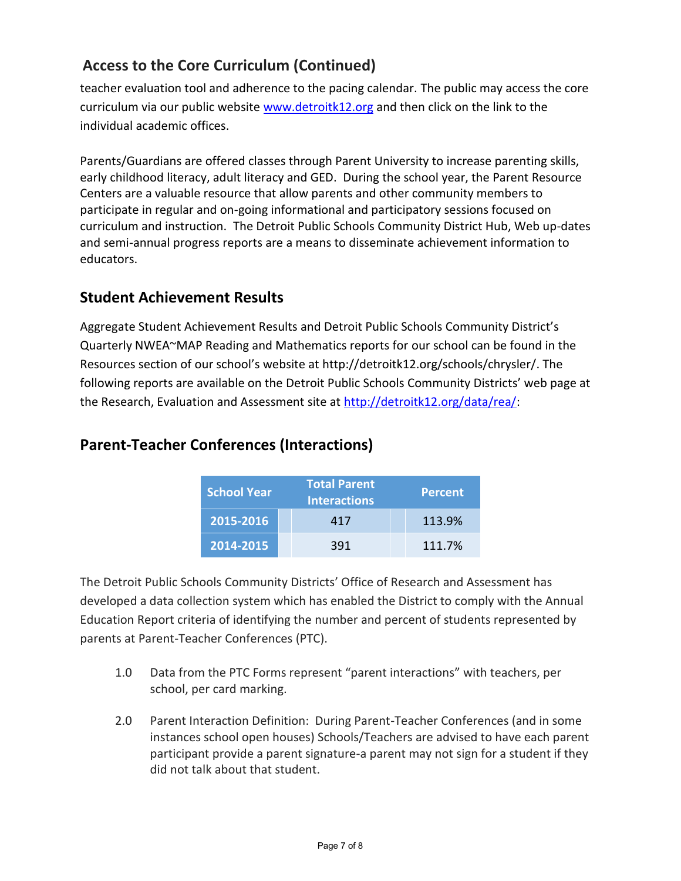## Access to the Core Curriculum (Continued)

teacher evaluation tool and adherence to the pacing calendar. The public may access the core curriculum via our public website www.detroitk12.org and then click on the link to the individual academic offices.

Parents/Guardians are offered classes through Parent University to increase parenting skills, early childhood literacy, adult literacy and GED. During the school year, the Parent Resource Centers are a valuable resource that allow parents and other community members to participate in regular and on-going informational and participatory sessions focused on curriculum and instruction. The Detroit Public Schools Community District Hub, Web up-dates and semi-annual progress reports are a means to disseminate achievement information to educators.

## Student Achievement Results

Aggregate Student Achievement Results and Detroit Public Schools Community District's Quarterly NWEA~MAP Reading and Mathematics reports for our school can be found in the Resources section of our school's website at http://detroitk12.org/schools/chrysler/. The following reports are available on the Detroit Public Schools Community Districts' web page at the Research, Evaluation and Assessment site at http://detroitk12.org/data/rea/:

## Parent-Teacher Conferences (Interactions)

| School Year | Total Parent Interactions | Percent |
|---|---|---|
| 2015-2016 | 417 | 113.9% |
| 2014-2015 | 391 | 111.7% |

The Detroit Public Schools Community Districts' Office of Research and Assessment has developed a data collection system which has enabled the District to comply with the Annual Education Report criteria of identifying the number and percent of students represented by parents at Parent-Teacher Conferences (PTC).

1.0 Data from the PTC Forms represent "parent interactions" with teachers, per school, per card marking.

2.0 Parent Interaction Definition: During Parent-Teacher Conferences (and in some instances school open houses) Schools/Teachers are advised to have each parent participant provide a parent signature-a parent may not sign for a student if they did not talk about that student.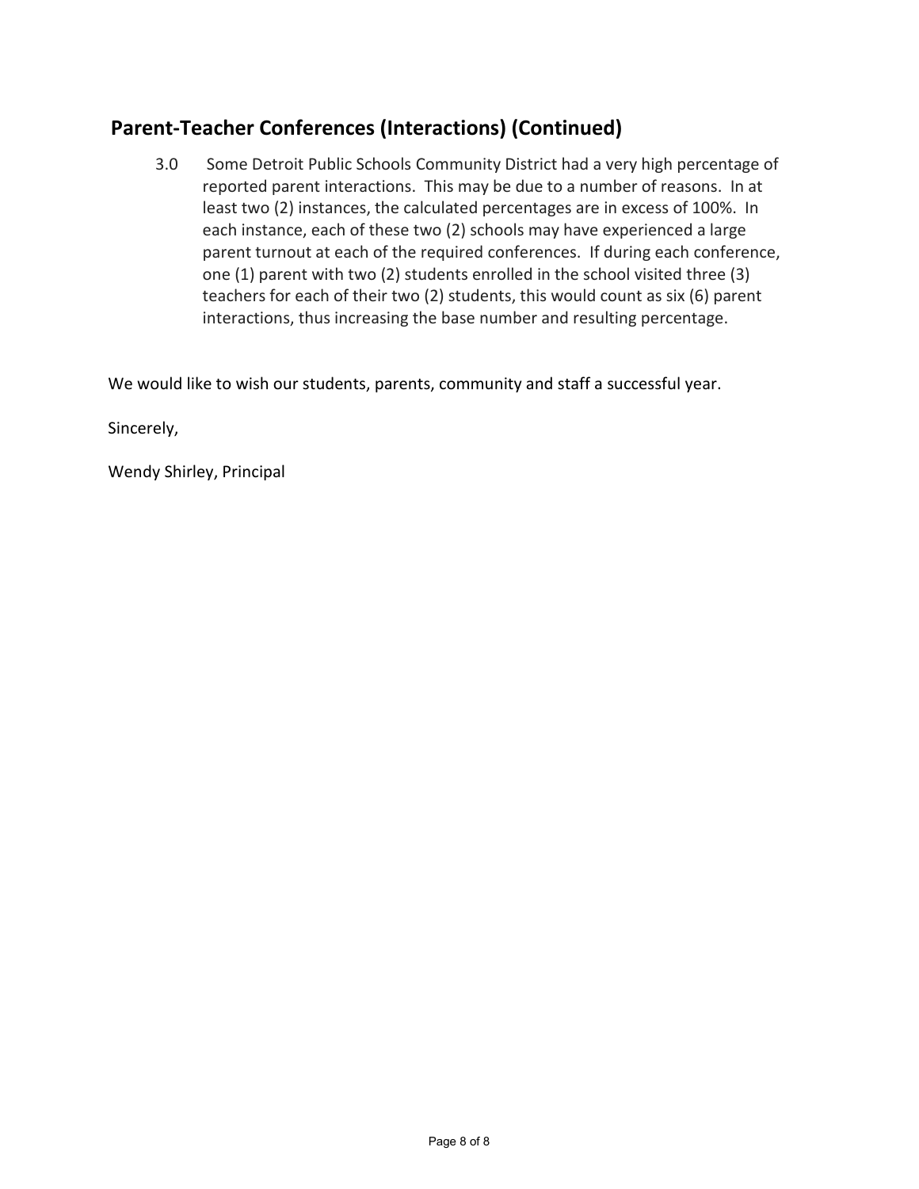## Parent-Teacher Conferences (Interactions) (Continued)

3.0 Some Detroit Public Schools Community District had a very high percentage of reported parent interactions. This may be due to a number of reasons. In at least two (2) instances, the calculated percentages are in excess of 100%. In each instance, each of these two (2) schools may have experienced a large parent turnout at each of the required conferences. If during each conference, one (1) parent with two (2) students enrolled in the school visited three (3) teachers for each of their two (2) students, this would count as six (6) parent interactions, thus increasing the base number and resulting percentage.

We would like to wish our students, parents, community and staff a successful year.

Sincerely,

Wendy Shirley, Principal